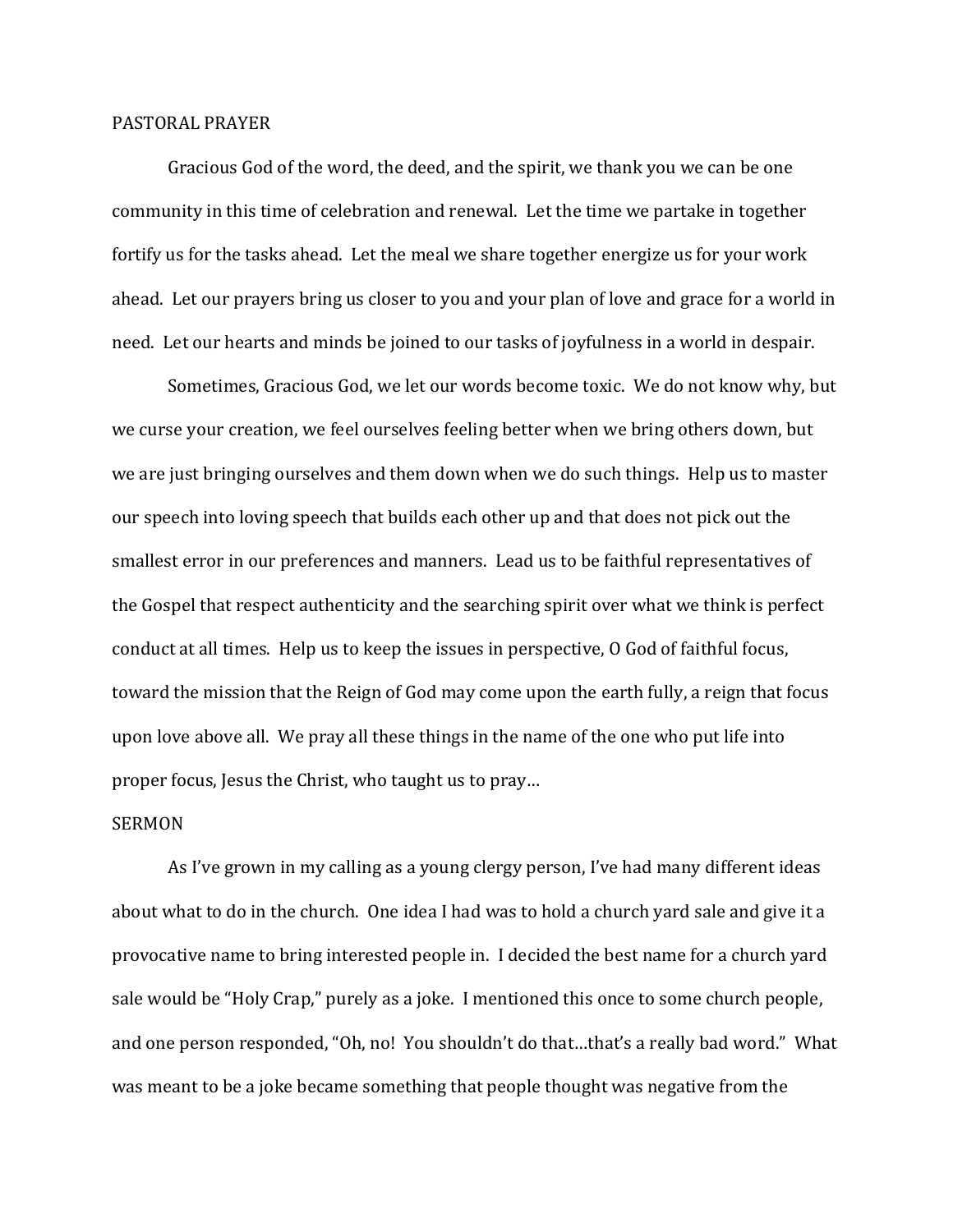## PASTORAL PRAYER

Gracious God of the word, the deed, and the spirit, we thank you we can be one community in this time of celebration and renewal. Let the time we partake in together fortify us for the tasks ahead. Let the meal we share together energize us for your work ahead. Let our prayers bring us closer to you and your plan of love and grace for a world in need. Let our hearts and minds be joined to our tasks of joyfulness in a world in despair.

Sometimes, Gracious God, we let our words become toxic. We do not know why, but we curse your creation, we feel ourselves feeling better when we bring others down, but we are just bringing ourselves and them down when we do such things. Help us to master our speech into loving speech that builds each other up and that does not pick out the smallest error in our preferences and manners. Lead us to be faithful representatives of the Gospel that respect authenticity and the searching spirit over what we think is perfect conduct at all times. Help us to keep the issues in perspective, O God of faithful focus, toward the mission that the Reign of God may come upon the earth fully, a reign that focus upon love above all. We pray all these things in the name of the one who put life into proper focus, Jesus the Christ, who taught us to pray…

## SERMON

As I've grown in my calling as a young clergy person, I've had many different ideas about what to do in the church. One idea I had was to hold a church yard sale and give it a provocative name to bring interested people in. I decided the best name for a church yard sale would be "Holy Crap," purely as a joke. I mentioned this once to some church people, and one person responded, "Oh, no! You shouldn't do that…that's a really bad word." What was meant to be a joke became something that people thought was negative from the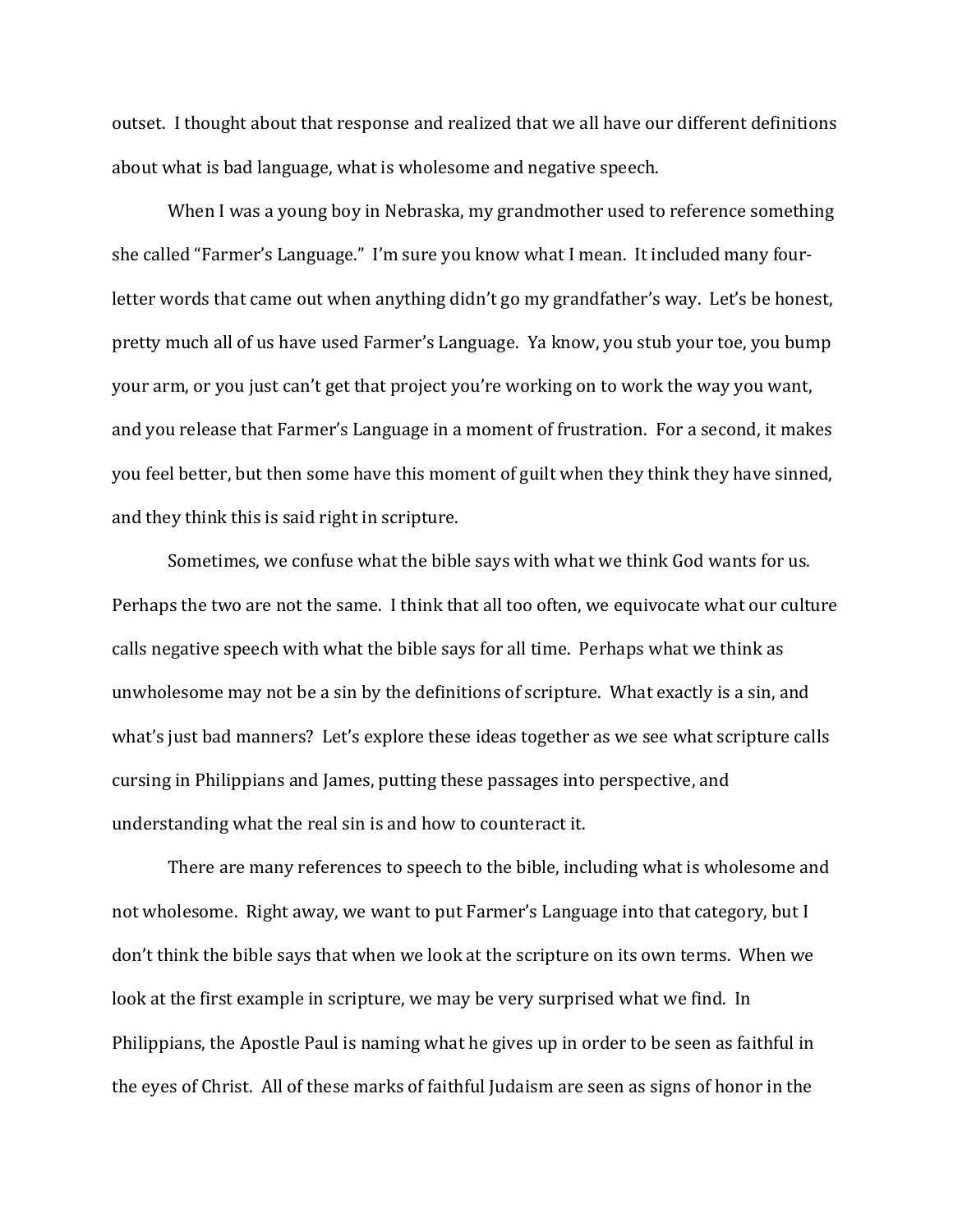outset. I thought about that response and realized that we all have our different definitions about what is bad language, what is wholesome and negative speech.

When I was a young boy in Nebraska, my grandmother used to reference something she called "Farmer's Language." I'm sure you know what I mean. It included many four-letter words that came out when anything didn't go my grandfather's way. Let's be honest, pretty much all of us have used Farmer's Language. Ya know, you stub your toe, you bump your arm, or you just can't get that project you're working on to work the way you want, and you release that Farmer's Language in a moment of frustration. For a second, it makes you feel better, but then some have this moment of guilt when they think they have sinned, and they think this is said right in scripture.

Sometimes, we confuse what the bible says with what we think God wants for us. Perhaps the two are not the same. I think that all too often, we equivocate what our culture calls negative speech with what the bible says for all time. Perhaps what we think as unwholesome may not be a sin by the definitions of scripture. What exactly is a sin, and what's just bad manners? Let's explore these ideas together as we see what scripture calls cursing in Philippians and James, putting these passages into perspective, and understanding what the real sin is and how to counteract it.

There are many references to speech to the bible, including what is wholesome and not wholesome. Right away, we want to put Farmer's Language into that category, but I don't think the bible says that when we look at the scripture on its own terms. When we look at the first example in scripture, we may be very surprised what we find. In Philippians, the Apostle Paul is naming what he gives up in order to be seen as faithful in the eyes of Christ. All of these marks of faithful Judaism are seen as signs of honor in the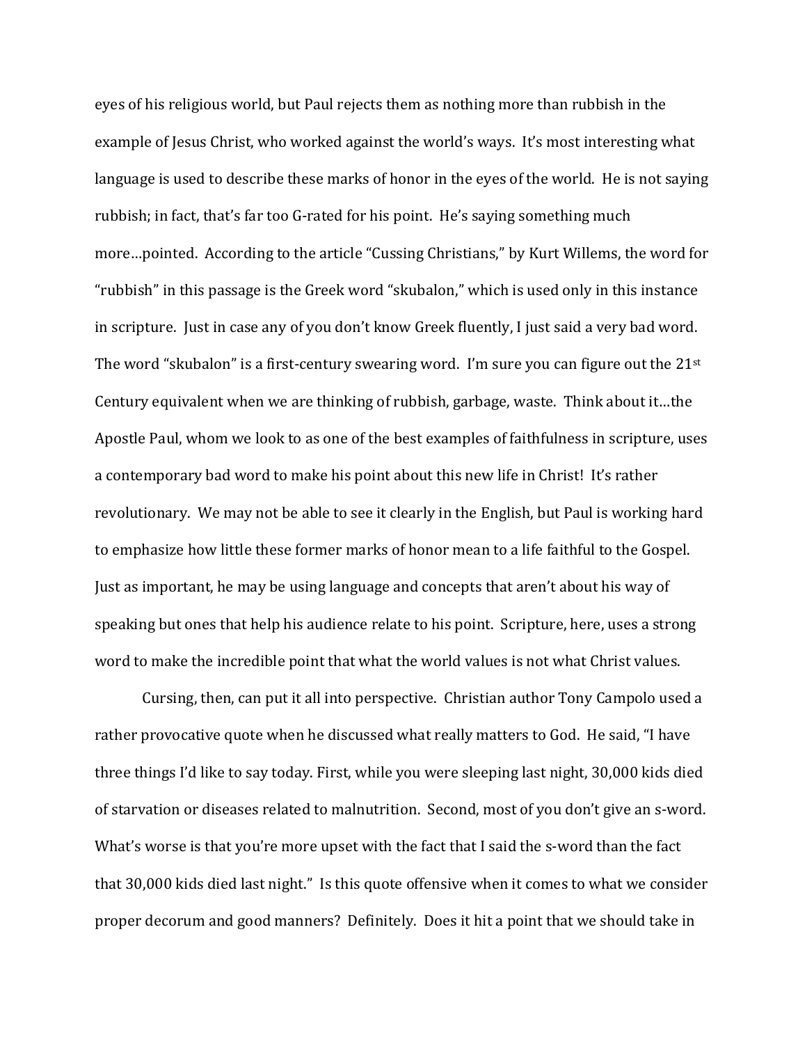eyes of his religious world, but Paul rejects them as nothing more than rubbish in the example of Jesus Christ, who worked against the world's ways. It's most interesting what language is used to describe these marks of honor in the eyes of the world. He is not saying rubbish; in fact, that's far too G-rated for his point. He's saying something much more…pointed. According to the article "Cussing Christians," by Kurt Willems, the word for "rubbish" in this passage is the Greek word "skubalon," which is used only in this instance in scripture. Just in case any of you don't know Greek fluently, I just said a very bad word. The word "skubalon" is a first-century swearing word. I'm sure you can figure out the 21st Century equivalent when we are thinking of rubbish, garbage, waste. Think about it…the Apostle Paul, whom we look to as one of the best examples of faithfulness in scripture, uses a contemporary bad word to make his point about this new life in Christ! It's rather revolutionary. We may not be able to see it clearly in the English, but Paul is working hard to emphasize how little these former marks of honor mean to a life faithful to the Gospel. Just as important, he may be using language and concepts that aren't about his way of speaking but ones that help his audience relate to his point. Scripture, here, uses a strong word to make the incredible point that what the world values is not what Christ values.

Cursing, then, can put it all into perspective. Christian author Tony Campolo used a rather provocative quote when he discussed what really matters to God. He said, "I have three things I'd like to say today. First, while you were sleeping last night, 30,000 kids died of starvation or diseases related to malnutrition. Second, most of you don't give an s-word. What's worse is that you're more upset with the fact that I said the s-word than the fact that 30,000 kids died last night." Is this quote offensive when it comes to what we consider proper decorum and good manners? Definitely. Does it hit a point that we should take in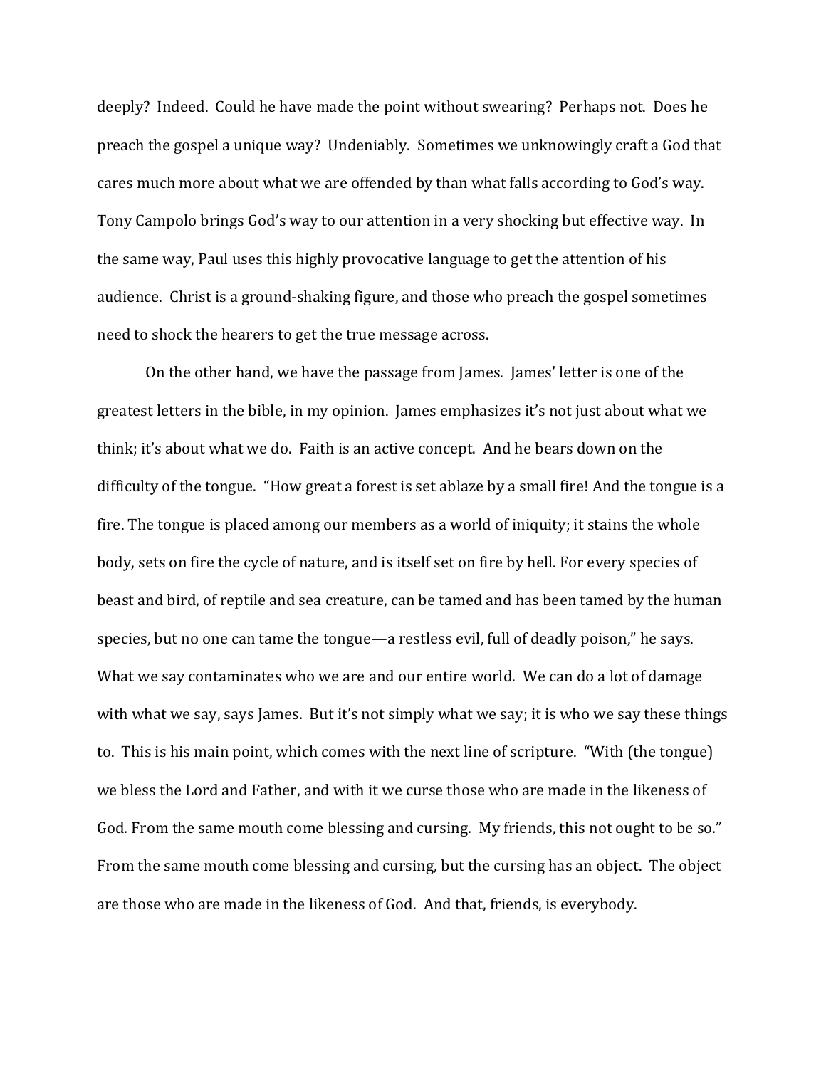deeply? Indeed. Could he have made the point without swearing? Perhaps not. Does he preach the gospel a unique way? Undeniably. Sometimes we unknowingly craft a God that cares much more about what we are offended by than what falls according to God's way. Tony Campolo brings God's way to our attention in a very shocking but effective way. In the same way, Paul uses this highly provocative language to get the attention of his audience. Christ is a ground-shaking figure, and those who preach the gospel sometimes need to shock the hearers to get the true message across.

On the other hand, we have the passage from James. James' letter is one of the greatest letters in the bible, in my opinion. James emphasizes it's not just about what we think; it's about what we do. Faith is an active concept. And he bears down on the difficulty of the tongue. "How great a forest is set ablaze by a small fire! And the tongue is a fire. The tongue is placed among our members as a world of iniquity; it stains the whole body, sets on fire the cycle of nature, and is itself set on fire by hell. For every species of beast and bird, of reptile and sea creature, can be tamed and has been tamed by the human species, but no one can tame the tongue—a restless evil, full of deadly poison," he says. What we say contaminates who we are and our entire world. We can do a lot of damage with what we say, says James. But it's not simply what we say; it is who we say these things to. This is his main point, which comes with the next line of scripture. "With (the tongue) we bless the Lord and Father, and with it we curse those who are made in the likeness of God. From the same mouth come blessing and cursing. My friends, this not ought to be so." From the same mouth come blessing and cursing, but the cursing has an object. The object are those who are made in the likeness of God. And that, friends, is everybody.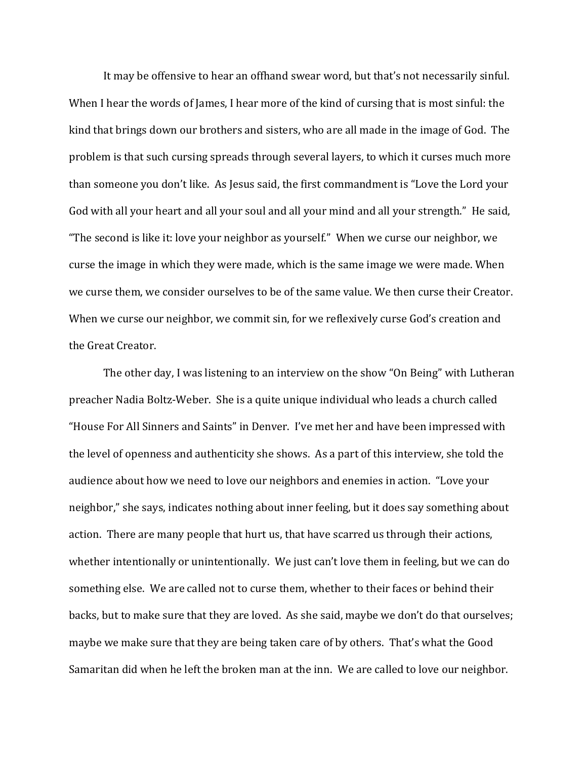It may be offensive to hear an offhand swear word, but that's not necessarily sinful. When I hear the words of James, I hear more of the kind of cursing that is most sinful: the kind that brings down our brothers and sisters, who are all made in the image of God. The problem is that such cursing spreads through several layers, to which it curses much more than someone you don't like. As Jesus said, the first commandment is "Love the Lord your God with all your heart and all your soul and all your mind and all your strength." He said, "The second is like it: love your neighbor as yourself." When we curse our neighbor, we curse the image in which they were made, which is the same image we were made. When we curse them, we consider ourselves to be of the same value. We then curse their Creator. When we curse our neighbor, we commit sin, for we reflexively curse God's creation and the Great Creator.

The other day, I was listening to an interview on the show "On Being" with Lutheran preacher Nadia Boltz-Weber. She is a quite unique individual who leads a church called "House For All Sinners and Saints" in Denver. I've met her and have been impressed with the level of openness and authenticity she shows. As a part of this interview, she told the audience about how we need to love our neighbors and enemies in action. "Love your neighbor," she says, indicates nothing about inner feeling, but it does say something about action. There are many people that hurt us, that have scarred us through their actions, whether intentionally or unintentionally. We just can't love them in feeling, but we can do something else. We are called not to curse them, whether to their faces or behind their backs, but to make sure that they are loved. As she said, maybe we don't do that ourselves; maybe we make sure that they are being taken care of by others. That's what the Good Samaritan did when he left the broken man at the inn. We are called to love our neighbor.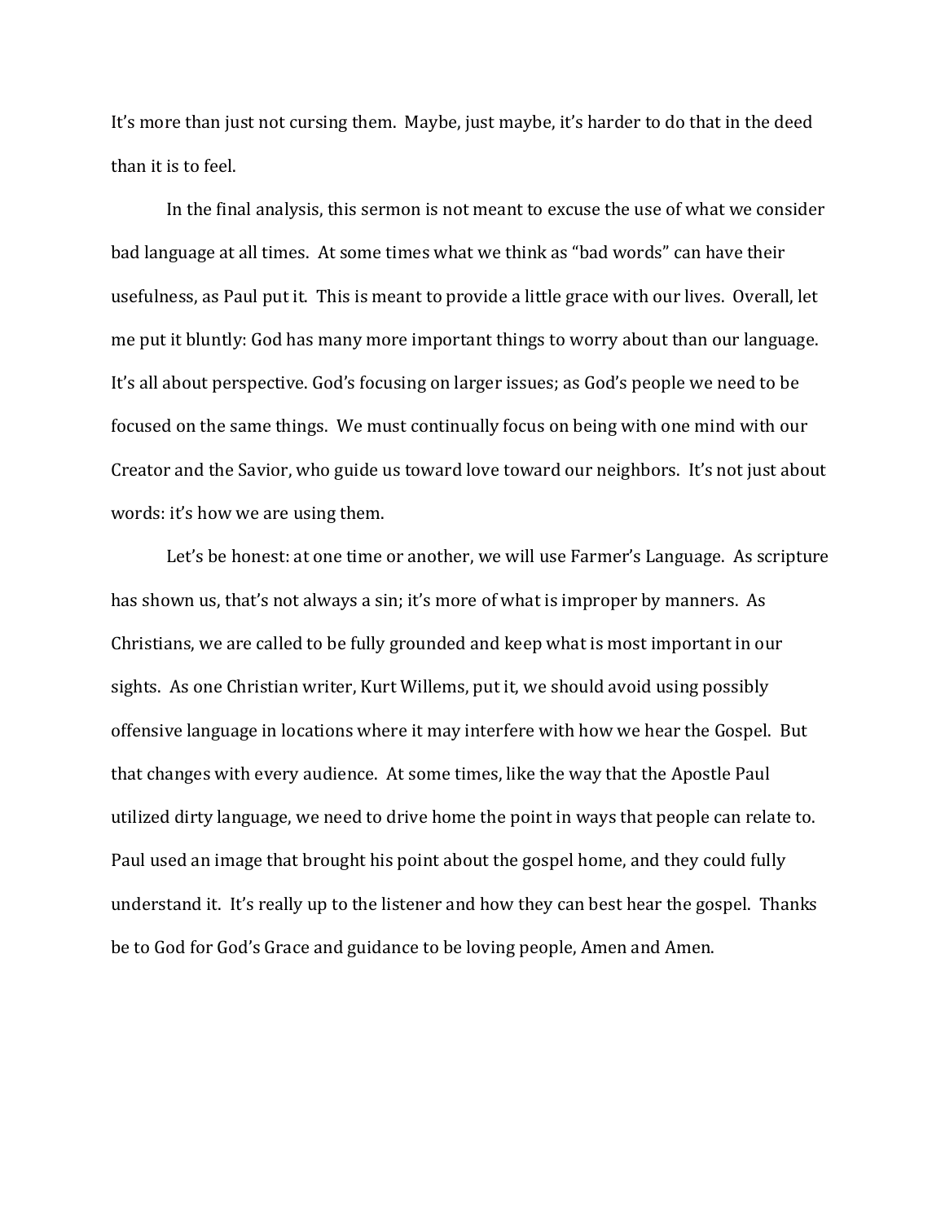It's more than just not cursing them. Maybe, just maybe, it's harder to do that in the deed than it is to feel.

In the final analysis, this sermon is not meant to excuse the use of what we consider bad language at all times. At some times what we think as "bad words" can have their usefulness, as Paul put it. This is meant to provide a little grace with our lives. Overall, let me put it bluntly: God has many more important things to worry about than our language. It's all about perspective. God's focusing on larger issues; as God's people we need to be focused on the same things. We must continually focus on being with one mind with our Creator and the Savior, who guide us toward love toward our neighbors. It's not just about words: it's how we are using them.

Let's be honest: at one time or another, we will use Farmer's Language. As scripture has shown us, that's not always a sin; it's more of what is improper by manners. As Christians, we are called to be fully grounded and keep what is most important in our sights. As one Christian writer, Kurt Willems, put it, we should avoid using possibly offensive language in locations where it may interfere with how we hear the Gospel. But that changes with every audience. At some times, like the way that the Apostle Paul utilized dirty language, we need to drive home the point in ways that people can relate to. Paul used an image that brought his point about the gospel home, and they could fully understand it. It's really up to the listener and how they can best hear the gospel. Thanks be to God for God's Grace and guidance to be loving people, Amen and Amen.